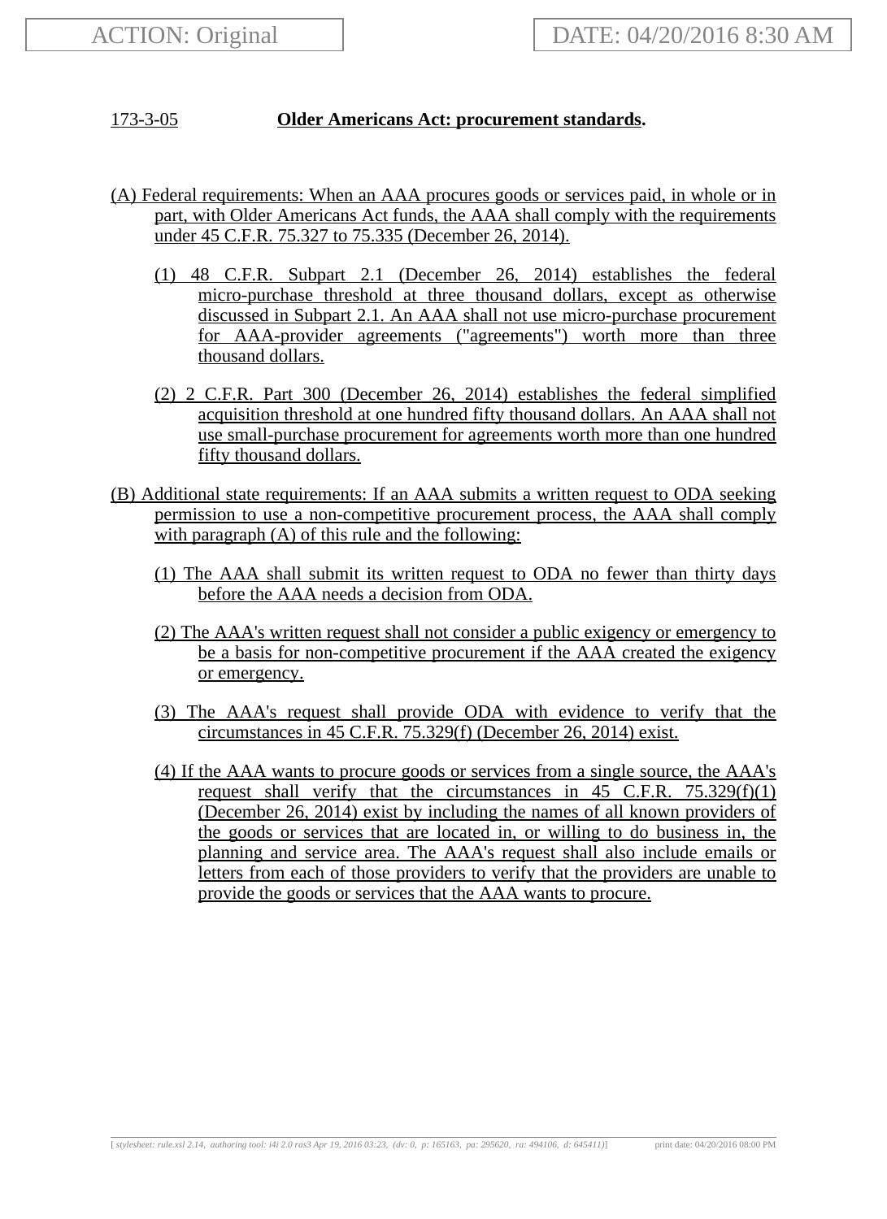ACTION: Original

DATE: 04/20/2016 8:30 AM

**173-3-05 Older Americans Act: procurement standards.**

(A) Federal requirements: When an AAA procures goods or services paid, in whole or in part, with Older Americans Act funds, the AAA shall comply with the requirements under 45 C.F.R. 75.327 to 75.335 (December 26, 2014).

(1) 48 C.F.R. Subpart 2.1 (December 26, 2014) establishes the federal micro-purchase threshold at three thousand dollars, except as otherwise discussed in Subpart 2.1. An AAA shall not use micro-purchase procurement for AAA-provider agreements ("agreements") worth more than three thousand dollars.

(2) 2 C.F.R. Part 300 (December 26, 2014) establishes the federal simplified acquisition threshold at one hundred fifty thousand dollars. An AAA shall not use small-purchase procurement for agreements worth more than one hundred fifty thousand dollars.

(B) Additional state requirements: If an AAA submits a written request to ODA seeking permission to use a non-competitive procurement process, the AAA shall comply with paragraph (A) of this rule and the following:

(1) The AAA shall submit its written request to ODA no fewer than thirty days before the AAA needs a decision from ODA.

(2) The AAA's written request shall not consider a public exigency or emergency to be a basis for non-competitive procurement if the AAA created the exigency or emergency.

(3) The AAA's request shall provide ODA with evidence to verify that the circumstances in 45 C.F.R. 75.329(f) (December 26, 2014) exist.

(4) If the AAA wants to procure goods or services from a single source, the AAA's request shall verify that the circumstances in 45 C.F.R. 75.329(f)(1) (December 26, 2014) exist by including the names of all known providers of the goods or services that are located in, or willing to do business in, the planning and service area. The AAA's request shall also include emails or letters from each of those providers to verify that the providers are unable to provide the goods or services that the AAA wants to procure.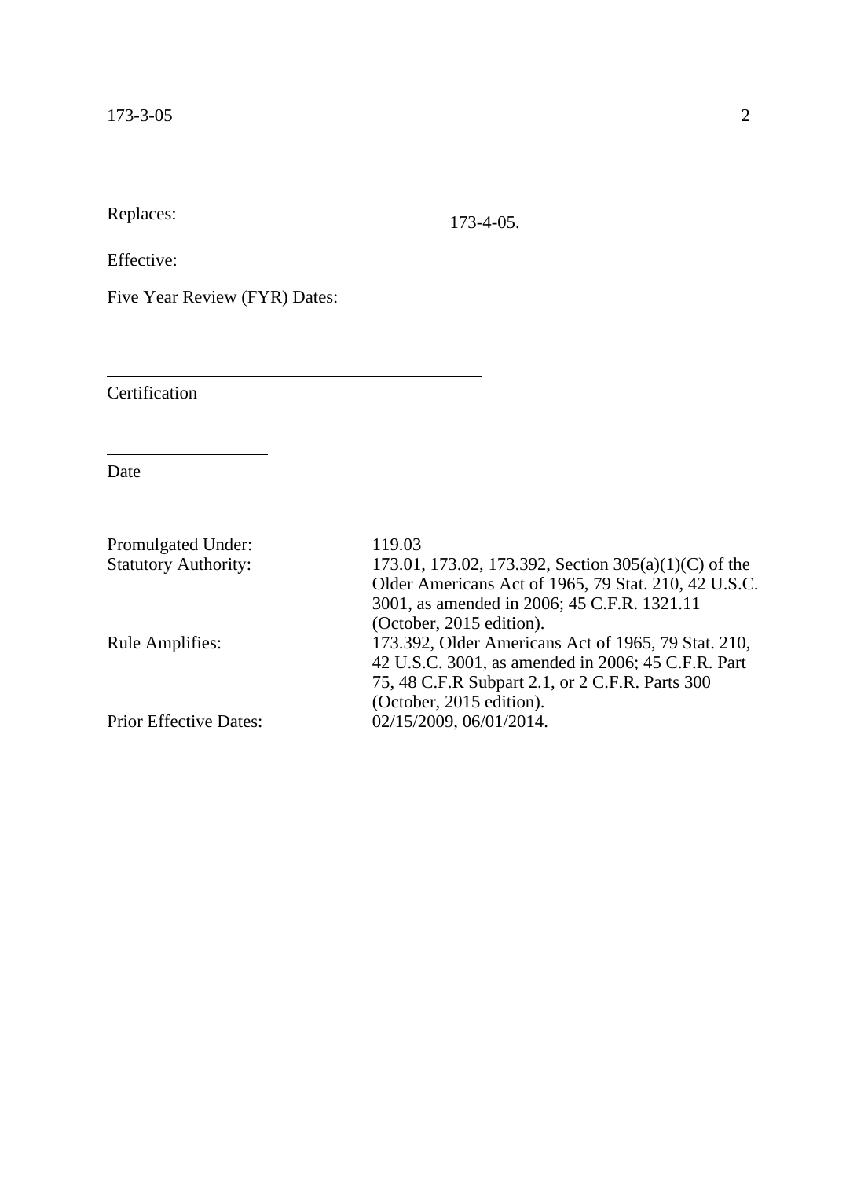Replaces: 173-4-05.

Effective:

Five Year Review (FYR) Dates:

\_\_\_\_\_\_\_\_\_\_\_\_\_\_\_\_\_\_\_\_\_\_\_\_\_\_\_\_\_\_\_\_\_\_\_\_\_\_\_\_

Certification

\_\_\_\_\_\_\_\_\_\_\_\_\_\_\_\_

Date

| | |
|---|---|
| Promulgated Under: | 119.03 |
| Statutory Authority: | 173.01, 173.02, 173.392, Section 305(a)(1)(C) of the Older Americans Act of 1965, 79 Stat. 210, 42 U.S.C. 3001, as amended in 2006; 45 C.F.R. 1321.11 (October, 2015 edition). |
| Rule Amplifies: | 173.392, Older Americans Act of 1965, 79 Stat. 210, 42 U.S.C. 3001, as amended in 2006; 45 C.F.R. Part 75, 48 C.F.R Subpart 2.1, or 2 C.F.R. Parts 300 (October, 2015 edition). |
| Prior Effective Dates: | 02/15/2009, 06/01/2014. |